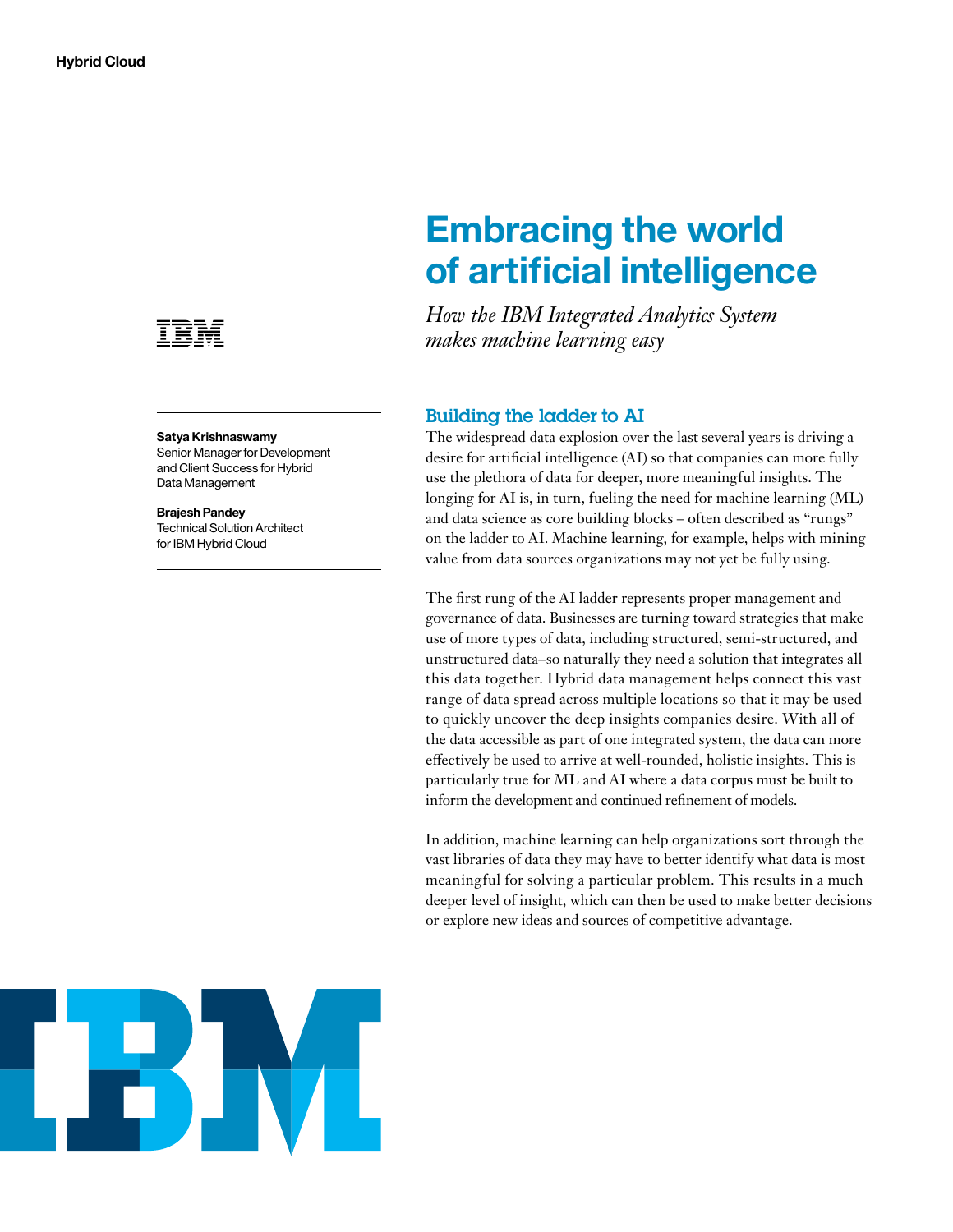Hybrid Cloud

# Embracing the world of artificial intelligence

*How the IBM Integrated Analytics System makes machine learning easy*

**Satya Krishnaswamy**
Senior Manager for Development and Client Success for Hybrid Data Management

**Brajesh Pandey**
Technical Solution Architect for IBM Hybrid Cloud

## Building the ladder to AI

The widespread data explosion over the last several years is driving a desire for artificial intelligence (AI) so that companies can more fully use the plethora of data for deeper, more meaningful insights. The longing for AI is, in turn, fueling the need for machine learning (ML) and data science as core building blocks – often described as "rungs" on the ladder to AI. Machine learning, for example, helps with mining value from data sources organizations may not yet be fully using.

The first rung of the AI ladder represents proper management and governance of data. Businesses are turning toward strategies that make use of more types of data, including structured, semi-structured, and unstructured data–so naturally they need a solution that integrates all this data together. Hybrid data management helps connect this vast range of data spread across multiple locations so that it may be used to quickly uncover the deep insights companies desire. With all of the data accessible as part of one integrated system, the data can more effectively be used to arrive at well-rounded, holistic insights. This is particularly true for ML and AI where a data corpus must be built to inform the development and continued refinement of models.

In addition, machine learning can help organizations sort through the vast libraries of data they may have to better identify what data is most meaningful for solving a particular problem. This results in a much deeper level of insight, which can then be used to make better decisions or explore new ideas and sources of competitive advantage.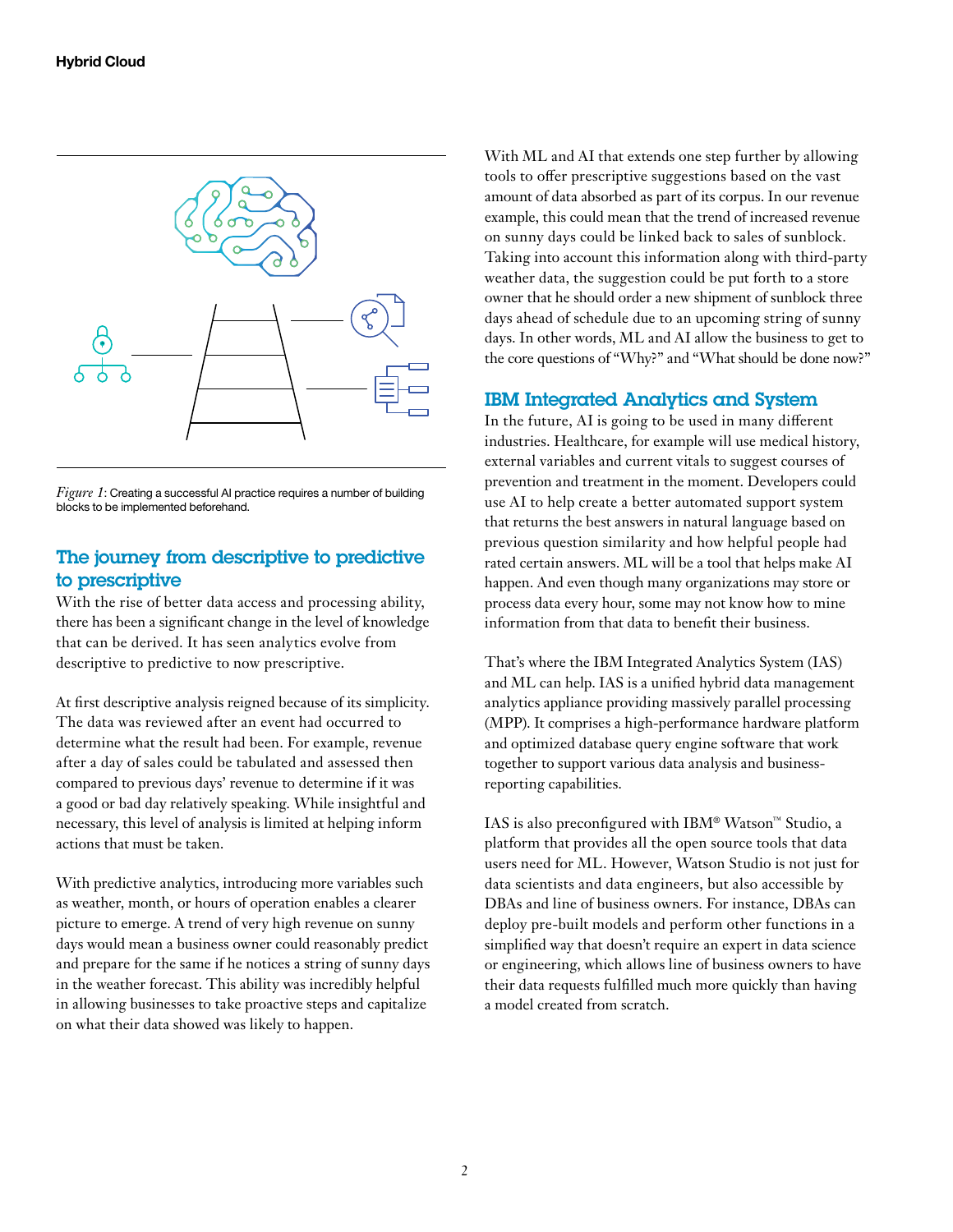*Figure 1*: Creating a successful AI practice requires a number of building blocks to be implemented beforehand.

## The journey from descriptive to predictive to prescriptive

With the rise of better data access and processing ability, there has been a significant change in the level of knowledge that can be derived. It has seen analytics evolve from descriptive to predictive to now prescriptive.

At first descriptive analysis reigned because of its simplicity. The data was reviewed after an event had occurred to determine what the result had been. For example, revenue after a day of sales could be tabulated and assessed then compared to previous days' revenue to determine if it was a good or bad day relatively speaking. While insightful and necessary, this level of analysis is limited at helping inform actions that must be taken.

With predictive analytics, introducing more variables such as weather, month, or hours of operation enables a clearer picture to emerge. A trend of very high revenue on sunny days would mean a business owner could reasonably predict and prepare for the same if he notices a string of sunny days in the weather forecast. This ability was incredibly helpful in allowing businesses to take proactive steps and capitalize on what their data showed was likely to happen.

With ML and AI that extends one step further by allowing tools to offer prescriptive suggestions based on the vast amount of data absorbed as part of its corpus. In our revenue example, this could mean that the trend of increased revenue on sunny days could be linked back to sales of sunblock. Taking into account this information along with third-party weather data, the suggestion could be put forth to a store owner that he should order a new shipment of sunblock three days ahead of schedule due to an upcoming string of sunny days. In other words, ML and AI allow the business to get to the core questions of "Why?" and "What should be done now?"

## IBM Integrated Analytics and System

In the future, AI is going to be used in many different industries. Healthcare, for example will use medical history, external variables and current vitals to suggest courses of prevention and treatment in the moment. Developers could use AI to help create a better automated support system that returns the best answers in natural language based on previous question similarity and how helpful people had rated certain answers. ML will be a tool that helps make AI happen. And even though many organizations may store or process data every hour, some may not know how to mine information from that data to benefit their business.

That's where the IBM Integrated Analytics System (IAS) and ML can help. IAS is a unified hybrid data management analytics appliance providing massively parallel processing (MPP). It comprises a high-performance hardware platform and optimized database query engine software that work together to support various data analysis and business-reporting capabilities.

IAS is also preconfigured with IBM® Watson™ Studio, a platform that provides all the open source tools that data users need for ML. However, Watson Studio is not just for data scientists and data engineers, but also accessible by DBAs and line of business owners. For instance, DBAs can deploy pre-built models and perform other functions in a simplified way that doesn't require an expert in data science or engineering, which allows line of business owners to have their data requests fulfilled much more quickly than having a model created from scratch.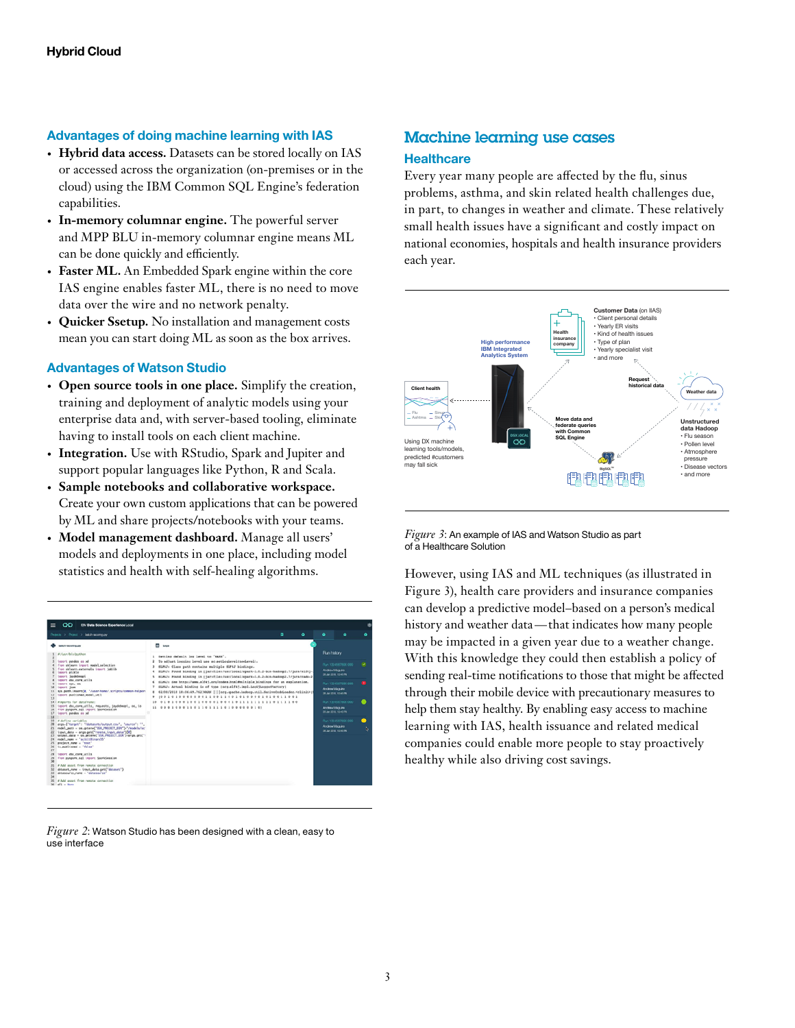## Advantages of doing machine learning with IAS

- **Hybrid data access.** Datasets can be stored locally on IAS or accessed across the organization (on-premises or in the cloud) using the IBM Common SQL Engine's federation capabilities.
- **In-memory columnar engine.** The powerful server and MPP BLU in-memory columnar engine means ML can be done quickly and efficiently.
- **Faster ML.** An Embedded Spark engine within the core IAS engine enables faster ML, there is no need to move data over the wire and no network penalty.
- **Quicker Ssetup.** No installation and management costs mean you can start doing ML as soon as the box arrives.

## Advantages of Watson Studio

- **Open source tools in one place.** Simplify the creation, training and deployment of analytic models using your enterprise data and, with server-based tooling, eliminate having to install tools on each client machine.
- **Integration.** Use with RStudio, Spark and Jupiter and support popular languages like Python, R and Scala.
- **Sample notebooks and collaborative workspace.** Create your own custom applications that can be powered by ML and share projects/notebooks with your teams.
- **Model management dashboard.** Manage all users' models and deployments in one place, including model statistics and health with self-healing algorithms.

*Figure 2*: Watson Studio has been designed with a clean, easy to use interface

# Machine learning use cases

## Healthcare

Every year many people are affected by the flu, sinus problems, asthma, and skin related health challenges due, in part, to changes in weather and climate. These relatively small health issues have a significant and costly impact on national economies, hospitals and health insurance providers each year.

*Figure 3*: An example of IAS and Watson Studio as part of a Healthcare Solution

However, using IAS and ML techniques (as illustrated in Figure 3), health care providers and insurance companies can develop a predictive model–based on a person's medical history and weather data — that indicates how many people may be impacted in a given year due to a weather change. With this knowledge they could then establish a policy of sending real-time notifications to those that might be affected through their mobile device with precautionary measures to help them stay healthy. By enabling easy access to machine learning with IAS, health issuance and related medical companies could enable more people to stay proactively healthy while also driving cost savings.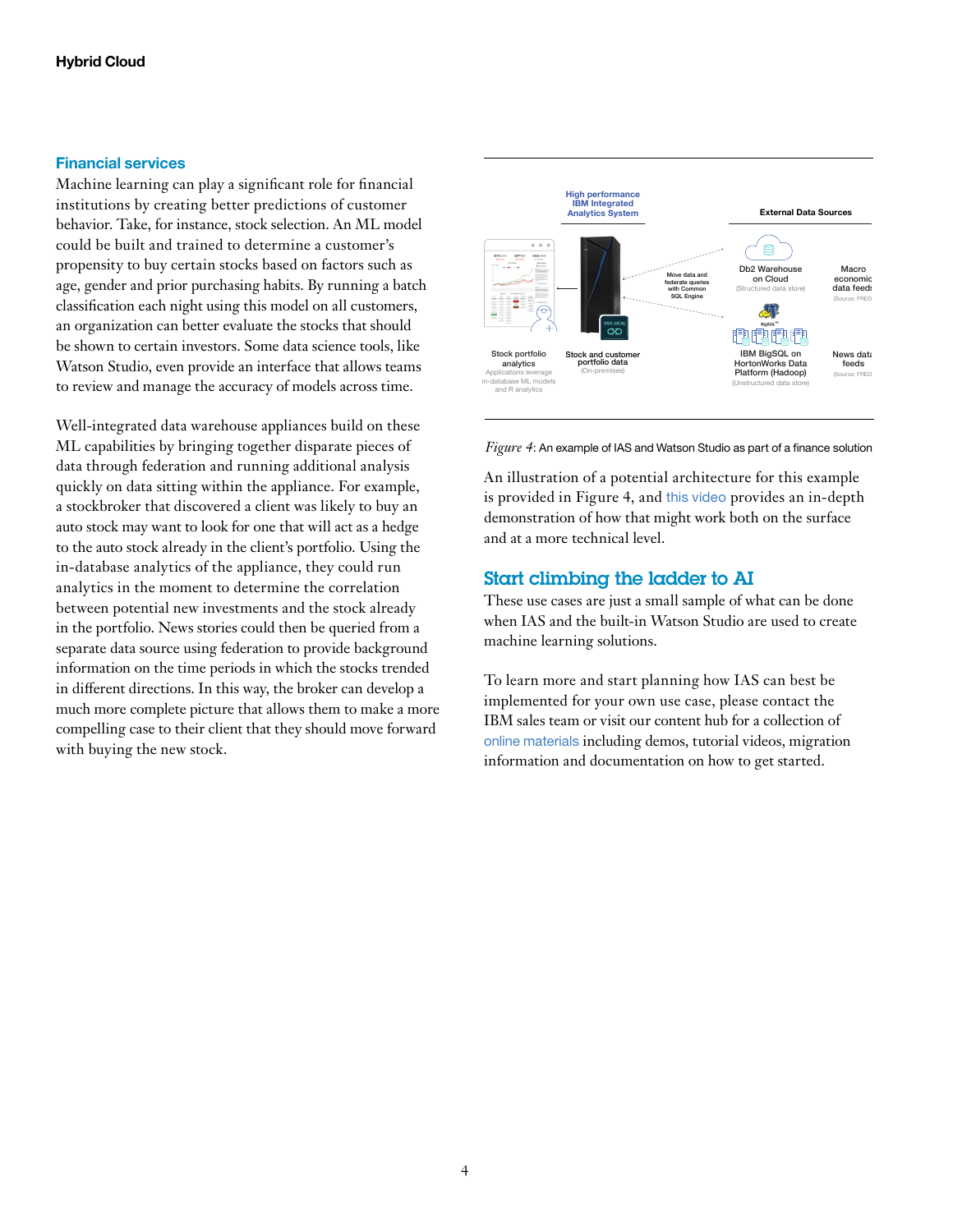## Financial services

Machine learning can play a significant role for financial institutions by creating better predictions of customer behavior. Take, for instance, stock selection. An ML model could be built and trained to determine a customer's propensity to buy certain stocks based on factors such as age, gender and prior purchasing habits. By running a batch classification each night using this model on all customers, an organization can better evaluate the stocks that should be shown to certain investors. Some data science tools, like Watson Studio, even provide an interface that allows teams to review and manage the accuracy of models across time.

Well-integrated data warehouse appliances build on these ML capabilities by bringing together disparate pieces of data through federation and running additional analysis quickly on data sitting within the appliance. For example, a stockbroker that discovered a client was likely to buy an auto stock may want to look for one that will act as a hedge to the auto stock already in the client's portfolio. Using the in-database analytics of the appliance, they could run analytics in the moment to determine the correlation between potential new investments and the stock already in the portfolio. News stories could then be queried from a separate data source using federation to provide background information on the time periods in which the stocks trended in different directions. In this way, the broker can develop a much more complete picture that allows them to make a more compelling case to their client that they should move forward with buying the new stock.

High performance IBM Integrated Analytics System

External Data Sources

Move data and federate queries with Common SQL Engine

Stock portfolio analytics
Applications leverage in-database ML models and R analytics

Stock and customer portfolio data
(On-premises)

Db2 Warehouse on Cloud
(Structured data store)

Macro economic data feeds
(Source: FRED

IBM BigSQL on HortonWorks Data Platform (Hadoop)
(Unstructured data store)

News data feeds
(Source: FRED

*Figure 4*: An example of IAS and Watson Studio as part of a finance solution

An illustration of a potential architecture for this example is provided in Figure 4, and this video provides an in-depth demonstration of how that might work both on the surface and at a more technical level.

## Start climbing the ladder to AI

These use cases are just a small sample of what can be done when IAS and the built-in Watson Studio are used to create machine learning solutions.

To learn more and start planning how IAS can best be implemented for your own use case, please contact the IBM sales team or visit our content hub for a collection of online materials including demos, tutorial videos, migration information and documentation on how to get started.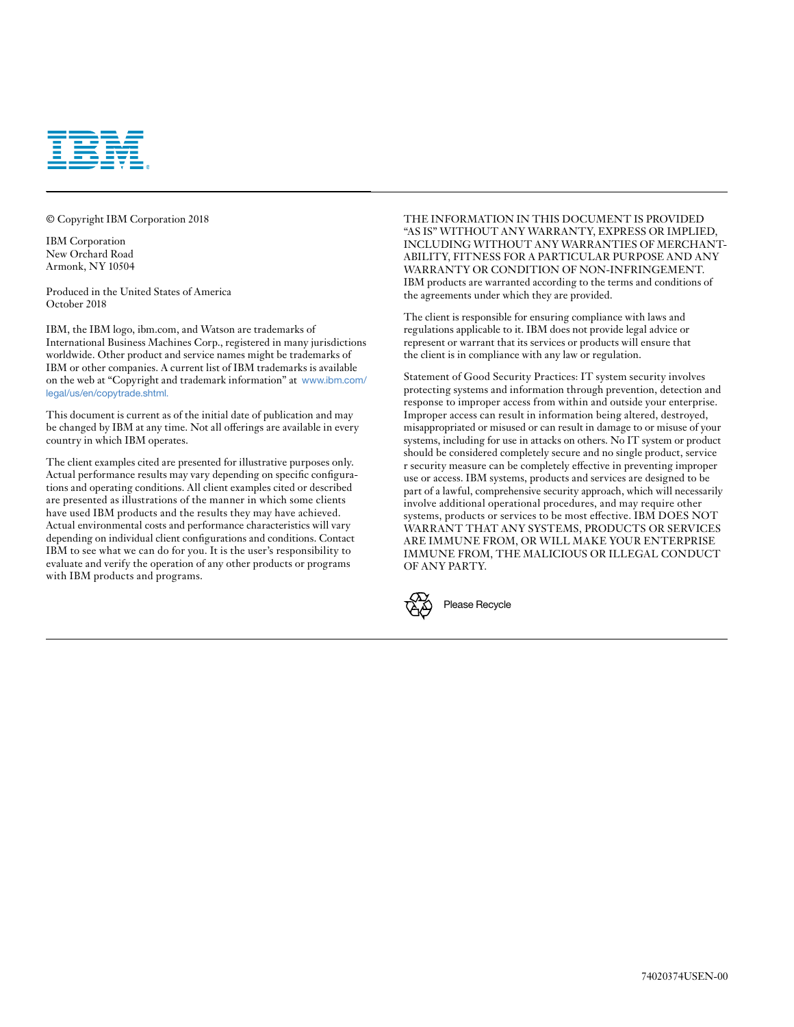© Copyright IBM Corporation 2018

IBM Corporation
New Orchard Road
Armonk, NY 10504

Produced in the United States of America
October 2018

IBM, the IBM logo, ibm.com, and Watson are trademarks of International Business Machines Corp., registered in many jurisdictions worldwide. Other product and service names might be trademarks of IBM or other companies. A current list of IBM trademarks is available on the web at "Copyright and trademark information" at www.ibm.com/legal/us/en/copytrade.shtml.

This document is current as of the initial date of publication and may be changed by IBM at any time. Not all offerings are available in every country in which IBM operates.

The client examples cited are presented for illustrative purposes only. Actual performance results may vary depending on specific configurations and operating conditions. All client examples cited or described are presented as illustrations of the manner in which some clients have used IBM products and the results they may have achieved. Actual environmental costs and performance characteristics will vary depending on individual client configurations and conditions. Contact IBM to see what we can do for you. It is the user's responsibility to evaluate and verify the operation of any other products or programs with IBM products and programs.

THE INFORMATION IN THIS DOCUMENT IS PROVIDED "AS IS" WITHOUT ANY WARRANTY, EXPRESS OR IMPLIED, INCLUDING WITHOUT ANY WARRANTIES OF MERCHANTABILITY, FITNESS FOR A PARTICULAR PURPOSE AND ANY WARRANTY OR CONDITION OF NON-INFRINGEMENT. IBM products are warranted according to the terms and conditions of the agreements under which they are provided.

The client is responsible for ensuring compliance with laws and regulations applicable to it. IBM does not provide legal advice or represent or warrant that its services or products will ensure that the client is in compliance with any law or regulation.

Statement of Good Security Practices: IT system security involves protecting systems and information through prevention, detection and response to improper access from within and outside your enterprise. Improper access can result in information being altered, destroyed, misappropriated or misused or can result in damage to or misuse of your systems, including for use in attacks on others. No IT system or product should be considered completely secure and no single product, service r security measure can be completely effective in preventing improper use or access. IBM systems, products and services are designed to be part of a lawful, comprehensive security approach, which will necessarily involve additional operational procedures, and may require other systems, products or services to be most effective. IBM DOES NOT WARRANT THAT ANY SYSTEMS, PRODUCTS OR SERVICES ARE IMMUNE FROM, OR WILL MAKE YOUR ENTERPRISE IMMUNE FROM, THE MALICIOUS OR ILLEGAL CONDUCT OF ANY PARTY.

Please Recycle

74020374USEN-00